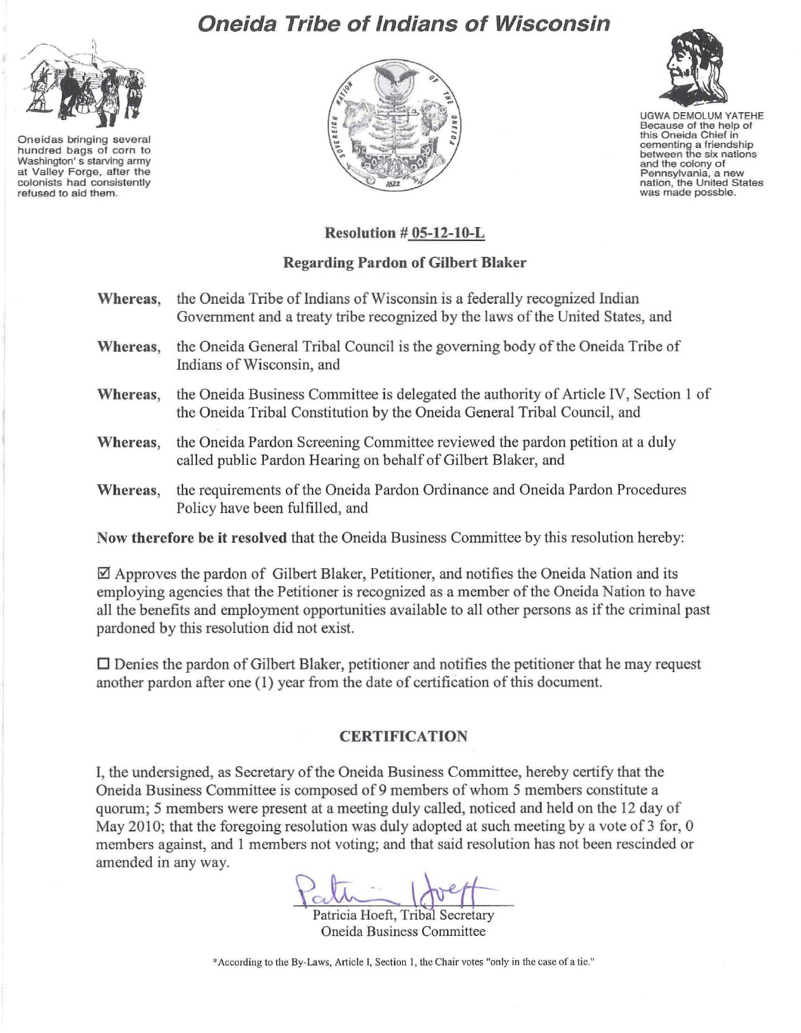# Oneida Tribe of Indians of Wisconsin

Oneidas bringing several hundred bags of corn to Washington's starving army at Valley Forge, after the colonists had consistently refused to aid them.

UGWA DEMOLUM YATEHE Because of the help of this Oneida Chief in cementing a friendship between the six nations and the colony of Pennsylvania, a new nation, the United States was made possble.

**Resolution # 05-12-10-L**

**Regarding Pardon of Gilbert Blaker**

**Whereas,** the Oneida Tribe of Indians of Wisconsin is a federally recognized Indian Government and a treaty tribe recognized by the laws of the United States, and

**Whereas,** the Oneida General Tribal Council is the governing body of the Oneida Tribe of Indians of Wisconsin, and

**Whereas,** the Oneida Business Committee is delegated the authority of Article IV, Section 1 of the Oneida Tribal Constitution by the Oneida General Tribal Council, and

**Whereas,** the Oneida Pardon Screening Committee reviewed the pardon petition at a duly called public Pardon Hearing on behalf of Gilbert Blaker, and

**Whereas,** the requirements of the Oneida Pardon Ordinance and Oneida Pardon Procedures Policy have been fulfilled, and

**Now therefore be it resolved** that the Oneida Business Committee by this resolution hereby:

☑ Approves the pardon of Gilbert Blaker, Petitioner, and notifies the Oneida Nation and its employing agencies that the Petitioner is recognized as a member of the Oneida Nation to have all the benefits and employment opportunities available to all other persons as if the criminal past pardoned by this resolution did not exist.

☐ Denies the pardon of Gilbert Blaker, petitioner and notifies the petitioner that he may request another pardon after one (1) year from the date of certification of this document.

## CERTIFICATION

I, the undersigned, as Secretary of the Oneida Business Committee, hereby certify that the Oneida Business Committee is composed of 9 members of whom 5 members constitute a quorum; 5 members were present at a meeting duly called, noticed and held on the 12 day of May 2010; that the foregoing resolution was duly adopted at such meeting by a vote of 3 for, 0 members against, and 1 members not voting; and that said resolution has not been rescinded or amended in any way.

Patricia Hoeft, Tribal Secretary
Oneida Business Committee

*According to the By-Laws, Article I, Section 1, the Chair votes "only in the case of a tie."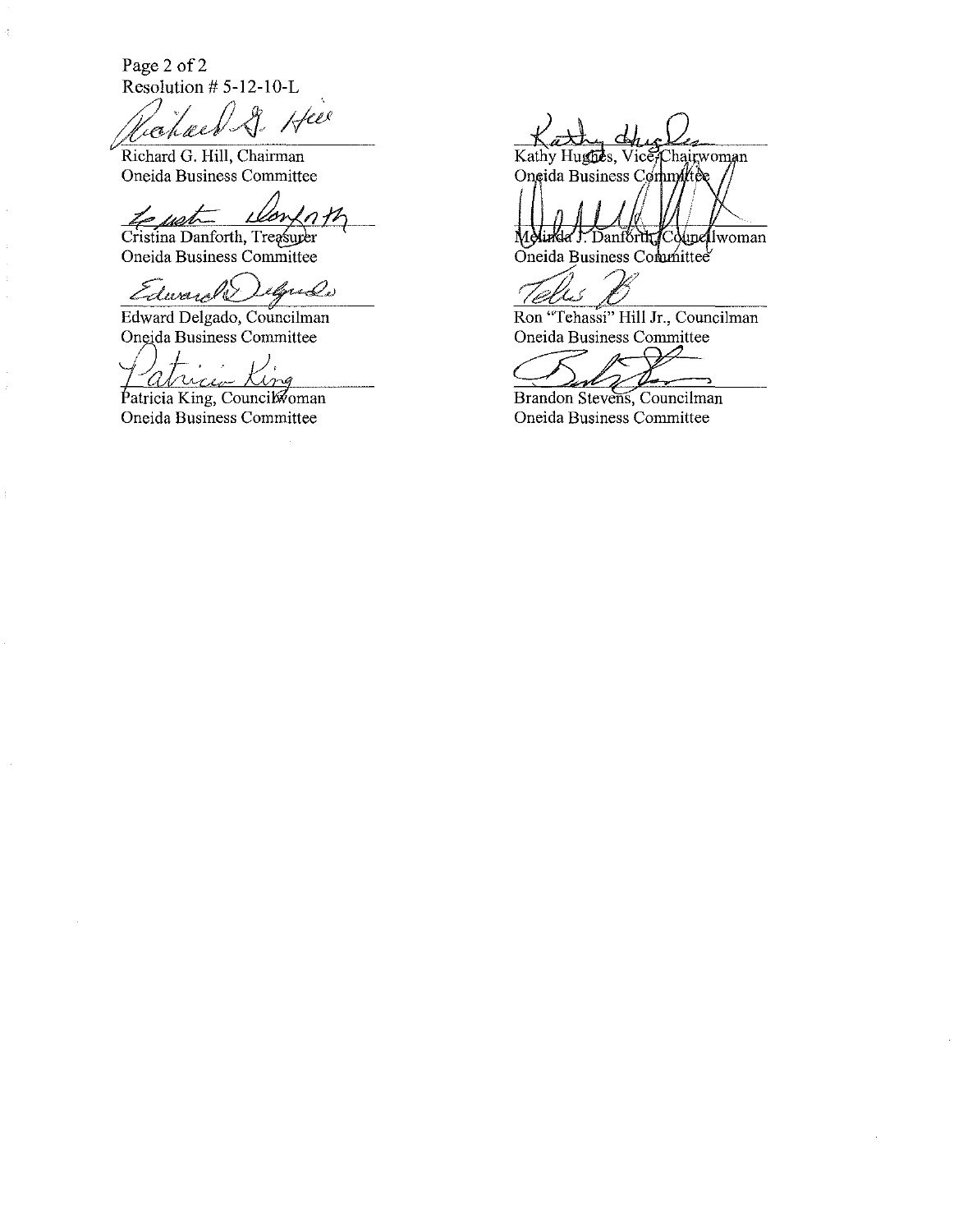Resolution # 5-12-10-L

Richard G. Hill, Chairman
Oneida Business Committee

Cristina Danforth, Treasurer
Oneida Business Committee

Edward Delgado, Councilman
Oneida Business Committee

Patricia King, Councilwoman
Oneida Business Committee

Kathy Hughes, Vice-Chairwoman
Oneida Business Committee

Melinda J. Danforth, Councilwoman
Oneida Business Committee

Ron "Tehassi" Hill Jr., Councilman
Oneida Business Committee

Brandon Stevens, Councilman
Oneida Business Committee